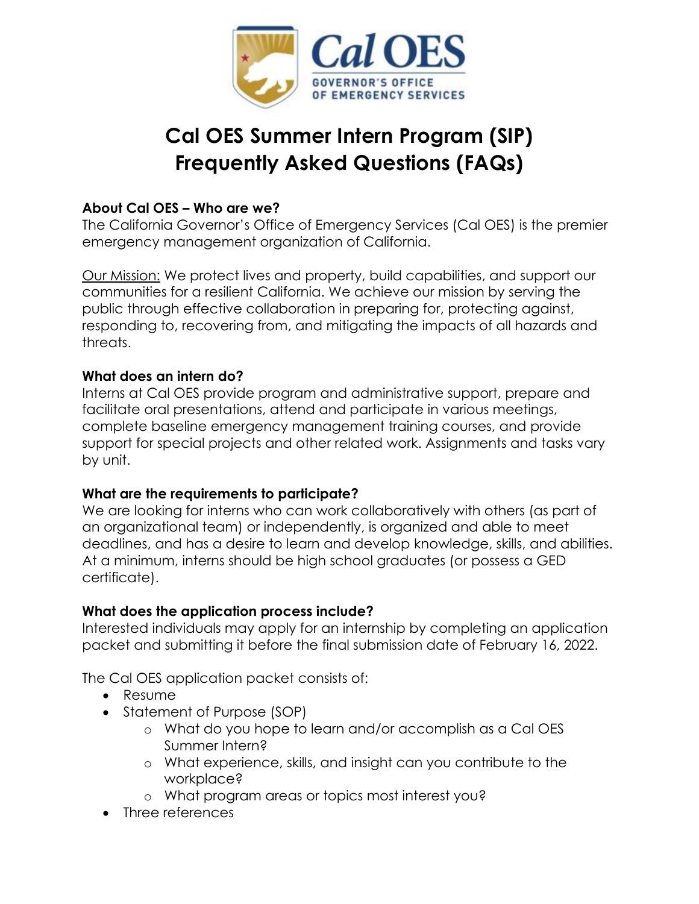# Cal OES Summer Intern Program (SIP) Frequently Asked Questions (FAQs)

### About Cal OES – Who are we?

The California Governor's Office of Emergency Services (Cal OES) is the premier emergency management organization of California.

Our Mission: We protect lives and property, build capabilities, and support our communities for a resilient California. We achieve our mission by serving the public through effective collaboration in preparing for, protecting against, responding to, recovering from, and mitigating the impacts of all hazards and threats.

### What does an intern do?

Interns at Cal OES provide program and administrative support, prepare and facilitate oral presentations, attend and participate in various meetings, complete baseline emergency management training courses, and provide support for special projects and other related work. Assignments and tasks vary by unit.

### What are the requirements to participate?

We are looking for interns who can work collaboratively with others (as part of an organizational team) or independently, is organized and able to meet deadlines, and has a desire to learn and develop knowledge, skills, and abilities. At a minimum, interns should be high school graduates (or possess a GED certificate).

### What does the application process include?

Interested individuals may apply for an internship by completing an application packet and submitting it before the final submission date of February 16, 2022.

The Cal OES application packet consists of:

- Resume
- Statement of Purpose (SOP)
  - What do you hope to learn and/or accomplish as a Cal OES Summer Intern?
  - What experience, skills, and insight can you contribute to the workplace?
  - What program areas or topics most interest you?
- Three references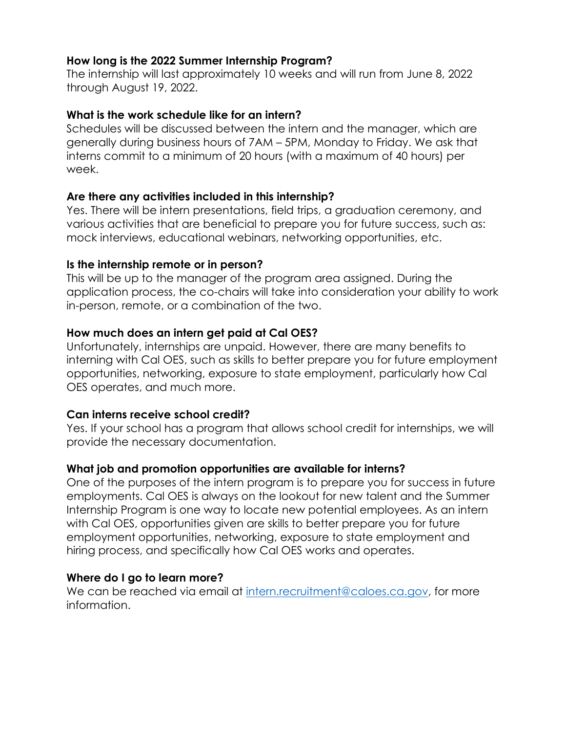**How long is the 2022 Summer Internship Program?**

The internship will last approximately 10 weeks and will run from June 8, 2022 through August 19, 2022.

**What is the work schedule like for an intern?**

Schedules will be discussed between the intern and the manager, which are generally during business hours of 7AM – 5PM, Monday to Friday. We ask that interns commit to a minimum of 20 hours (with a maximum of 40 hours) per week.

**Are there any activities included in this internship?**

Yes. There will be intern presentations, field trips, a graduation ceremony, and various activities that are beneficial to prepare you for future success, such as: mock interviews, educational webinars, networking opportunities, etc.

**Is the internship remote or in person?**

This will be up to the manager of the program area assigned. During the application process, the co-chairs will take into consideration your ability to work in-person, remote, or a combination of the two.

**How much does an intern get paid at Cal OES?**

Unfortunately, internships are unpaid. However, there are many benefits to interning with Cal OES, such as skills to better prepare you for future employment opportunities, networking, exposure to state employment, particularly how Cal OES operates, and much more.

**Can interns receive school credit?**

Yes. If your school has a program that allows school credit for internships, we will provide the necessary documentation.

**What job and promotion opportunities are available for interns?**

One of the purposes of the intern program is to prepare you for success in future employments. Cal OES is always on the lookout for new talent and the Summer Internship Program is one way to locate new potential employees. As an intern with Cal OES, opportunities given are skills to better prepare you for future employment opportunities, networking, exposure to state employment and hiring process, and specifically how Cal OES works and operates.

**Where do I go to learn more?**

We can be reached via email at [intern.recruitment@caloes.ca.gov](mailto:intern.recruitment@caloes.ca.gov), for more information.